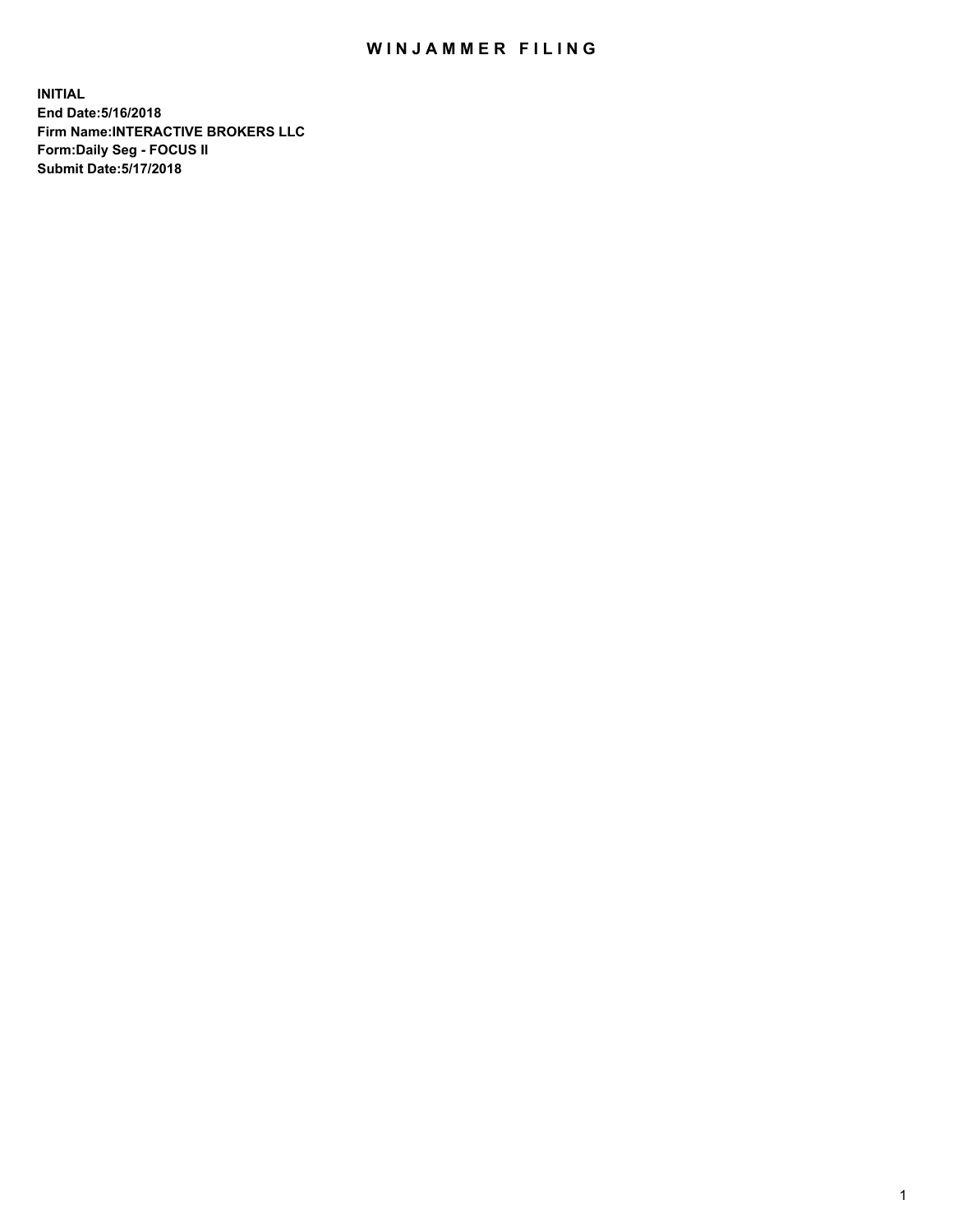# WINJAMMER FILING

**INITIAL**
**End Date:5/16/2018**
**Firm Name:INTERACTIVE BROKERS LLC**
**Form:Daily Seg - FOCUS II**
**Submit Date:5/17/2018**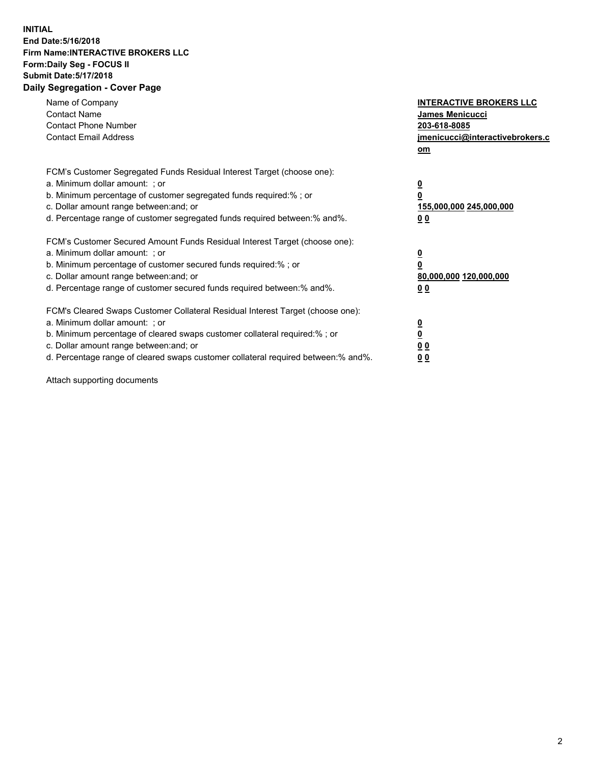**INITIAL**
**End Date:5/16/2018**
**Firm Name:INTERACTIVE BROKERS LLC**
**Form:Daily Seg - FOCUS II**
**Submit Date:5/17/2018**
**Daily Segregation - Cover Page**

| | |
|---|---|
| Name of Company | **INTERACTIVE BROKERS LLC** |
| Contact Name | **James Menicucci** |
| Contact Phone Number | **203-618-8085** |
| Contact Email Address | **jmenicucci@interactivebrokers.com** |

FCM's Customer Segregated Funds Residual Interest Target (choose one):

| | |
|---|---|
| a. Minimum dollar amount: ; or | **0** |
| b. Minimum percentage of customer segregated funds required:% ; or | **0** |
| c. Dollar amount range between:and; or | **155,000,000 245,000,000** |
| d. Percentage range of customer segregated funds required between:% and%. | **0 0** |

FCM's Customer Secured Amount Funds Residual Interest Target (choose one):

| | |
|---|---|
| a. Minimum dollar amount: ; or | **0** |
| b. Minimum percentage of customer secured funds required:% ; or | **0** |
| c. Dollar amount range between:and; or | **80,000,000 120,000,000** |
| d. Percentage range of customer secured funds required between:% and%. | **0 0** |

FCM's Cleared Swaps Customer Collateral Residual Interest Target (choose one):

| | |
|---|---|
| a. Minimum dollar amount: ; or | **0** |
| b. Minimum percentage of cleared swaps customer collateral required:% ; or | **0** |
| c. Dollar amount range between:and; or | **0 0** |
| d. Percentage range of cleared swaps customer collateral required between:% and%. | **0 0** |

Attach supporting documents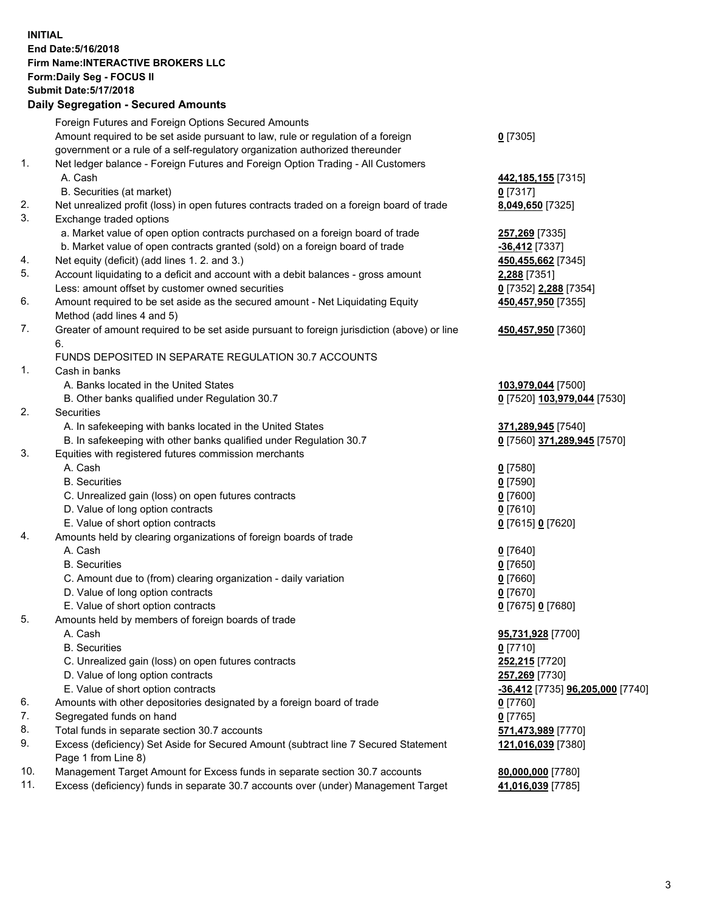**INITIAL**
**End Date:5/16/2018**
**Firm Name:INTERACTIVE BROKERS LLC**
**Form:Daily Seg - FOCUS II**
**Submit Date:5/17/2018**

## Daily Segregation - Secured Amounts

| | | |
|---|---|---|
| | Foreign Futures and Foreign Options Secured Amounts | |
| | Amount required to be set aside pursuant to law, rule or regulation of a foreign government or a rule of a self-regulatory organization authorized thereunder | **0** [7305] |
| 1. | Net ledger balance - Foreign Futures and Foreign Option Trading - All Customers | |
| | A. Cash | **442,185,155** [7315] |
| | B. Securities (at market) | **0** [7317] |
| 2. | Net unrealized profit (loss) in open futures contracts traded on a foreign board of trade | **8,049,650** [7325] |
| 3. | Exchange traded options | |
| | a. Market value of open option contracts purchased on a foreign board of trade | **257,269** [7335] |
| | b. Market value of open contracts granted (sold) on a foreign board of trade | **-36,412** [7337] |
| 4. | Net equity (deficit) (add lines 1. 2. and 3.) | **450,455,662** [7345] |
| 5. | Account liquidating to a deficit and account with a debit balances - gross amount | **2,288** [7351] |
| | Less: amount offset by customer owned securities | **0** [7352] **2,288** [7354] |
| 6. | Amount required to be set aside as the secured amount - Net Liquidating Equity Method (add lines 4 and 5) | **450,457,950** [7355] |
| 7. | Greater of amount required to be set aside pursuant to foreign jurisdiction (above) or line 6. | **450,457,950** [7360] |
| | FUNDS DEPOSITED IN SEPARATE REGULATION 30.7 ACCOUNTS | |
| 1. | Cash in banks | |
| | A. Banks located in the United States | **103,979,044** [7500] |
| | B. Other banks qualified under Regulation 30.7 | **0** [7520] **103,979,044** [7530] |
| 2. | Securities | |
| | A. In safekeeping with banks located in the United States | **371,289,945** [7540] |
| | B. In safekeeping with other banks qualified under Regulation 30.7 | **0** [7560] **371,289,945** [7570] |
| 3. | Equities with registered futures commission merchants | |
| | A. Cash | **0** [7580] |
| | B. Securities | **0** [7590] |
| | C. Unrealized gain (loss) on open futures contracts | **0** [7600] |
| | D. Value of long option contracts | **0** [7610] |
| | E. Value of short option contracts | **0** [7615] **0** [7620] |
| 4. | Amounts held by clearing organizations of foreign boards of trade | |
| | A. Cash | **0** [7640] |
| | B. Securities | **0** [7650] |
| | C. Amount due to (from) clearing organization - daily variation | **0** [7660] |
| | D. Value of long option contracts | **0** [7670] |
| | E. Value of short option contracts | **0** [7675] **0** [7680] |
| 5. | Amounts held by members of foreign boards of trade | |
| | A. Cash | **95,731,928** [7700] |
| | B. Securities | **0** [7710] |
| | C. Unrealized gain (loss) on open futures contracts | **252,215** [7720] |
| | D. Value of long option contracts | **257,269** [7730] |
| | E. Value of short option contracts | **-36,412** [7735] **96,205,000** [7740] |
| 6. | Amounts with other depositories designated by a foreign board of trade | **0** [7760] |
| 7. | Segregated funds on hand | **0** [7765] |
| 8. | Total funds in separate section 30.7 accounts | **571,473,989** [7770] |
| 9. | Excess (deficiency) Set Aside for Secured Amount (subtract line 7 Secured Statement Page 1 from Line 8) | **121,016,039** [7380] |
| 10. | Management Target Amount for Excess funds in separate section 30.7 accounts | **80,000,000** [7780] |
| 11. | Excess (deficiency) funds in separate 30.7 accounts over (under) Management Target | **41,016,039** [7785] |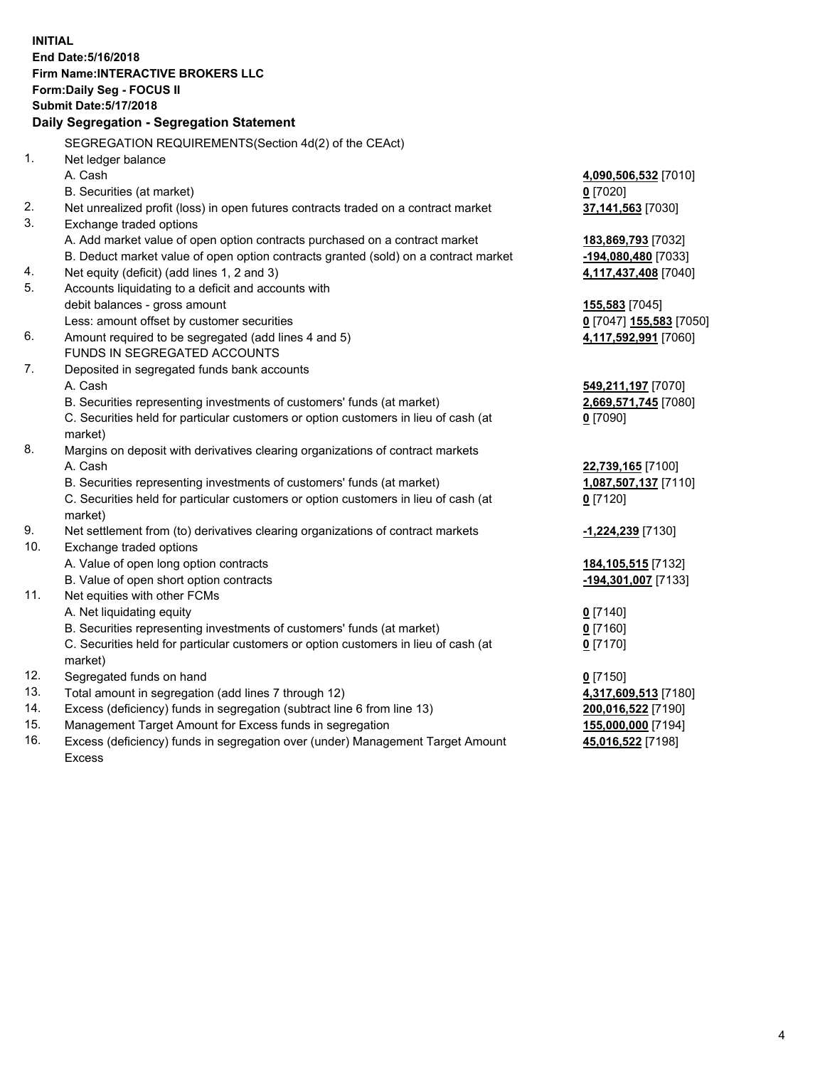**INITIAL**
**End Date:5/16/2018**
**Firm Name:INTERACTIVE BROKERS LLC**
**Form:Daily Seg - FOCUS II**
**Submit Date:5/17/2018**

**Daily Segregation - Segregation Statement**

SEGREGATION REQUIREMENTS(Section 4d(2) of the CEAct)

| | | |
|---|---|---|
| 1. | Net ledger balance | |
| | A. Cash | **4,090,506,532** [7010] |
| | B. Securities (at market) | **0** [7020] |
| 2. | Net unrealized profit (loss) in open futures contracts traded on a contract market | **37,141,563** [7030] |
| 3. | Exchange traded options | |
| | A. Add market value of open option contracts purchased on a contract market | **183,869,793** [7032] |
| | B. Deduct market value of open option contracts granted (sold) on a contract market | **-194,080,480** [7033] |
| 4. | Net equity (deficit) (add lines 1, 2 and 3) | **4,117,437,408** [7040] |
| 5. | Accounts liquidating to a deficit and accounts with debit balances - gross amount | **155,583** [7045] |
| | Less: amount offset by customer securities | **0** [7047] **155,583** [7050] |
| 6. | Amount required to be segregated (add lines 4 and 5) | **4,117,592,991** [7060] |
| | FUNDS IN SEGREGATED ACCOUNTS | |
| 7. | Deposited in segregated funds bank accounts | |
| | A. Cash | **549,211,197** [7070] |
| | B. Securities representing investments of customers' funds (at market) | **2,669,571,745** [7080] |
| | C. Securities held for particular customers or option customers in lieu of cash (at market) | **0** [7090] |
| 8. | Margins on deposit with derivatives clearing organizations of contract markets | |
| | A. Cash | **22,739,165** [7100] |
| | B. Securities representing investments of customers' funds (at market) | **1,087,507,137** [7110] |
| | C. Securities held for particular customers or option customers in lieu of cash (at market) | **0** [7120] |
| 9. | Net settlement from (to) derivatives clearing organizations of contract markets | **-1,224,239** [7130] |
| 10. | Exchange traded options | |
| | A. Value of open long option contracts | **184,105,515** [7132] |
| | B. Value of open short option contracts | **-194,301,007** [7133] |
| 11. | Net equities with other FCMs | |
| | A. Net liquidating equity | **0** [7140] |
| | B. Securities representing investments of customers' funds (at market) | **0** [7160] |
| | C. Securities held for particular customers or option customers in lieu of cash (at market) | **0** [7170] |
| 12. | Segregated funds on hand | **0** [7150] |
| 13. | Total amount in segregation (add lines 7 through 12) | **4,317,609,513** [7180] |
| 14. | Excess (deficiency) funds in segregation (subtract line 6 from line 13) | **200,016,522** [7190] |
| 15. | Management Target Amount for Excess funds in segregation | **155,000,000** [7194] |
| 16. | Excess (deficiency) funds in segregation over (under) Management Target Amount Excess | **45,016,522** [7198] |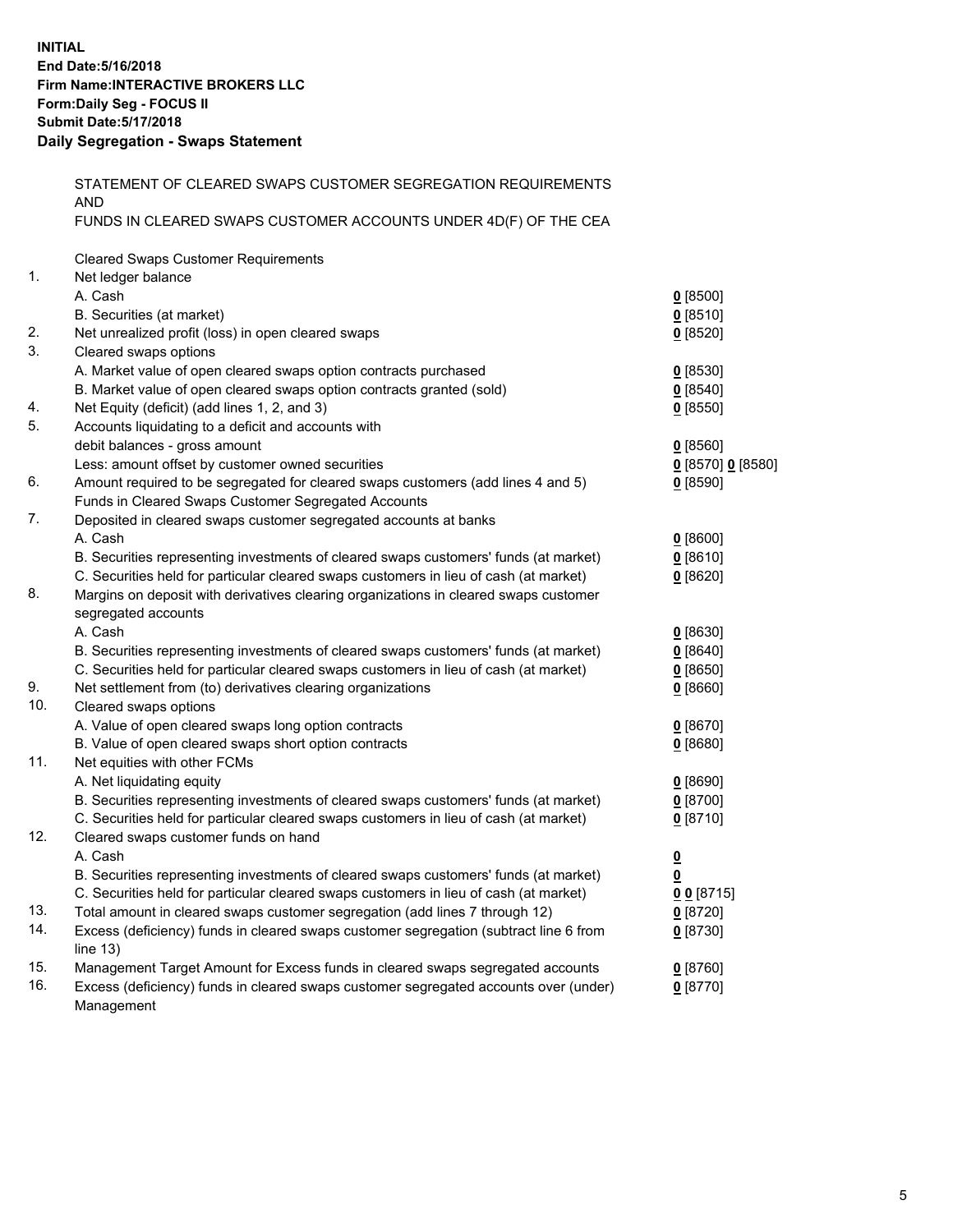**INITIAL**
**End Date:5/16/2018**
**Firm Name:INTERACTIVE BROKERS LLC**
**Form:Daily Seg - FOCUS II**
**Submit Date:5/17/2018**
**Daily Segregation - Swaps Statement**

STATEMENT OF CLEARED SWAPS CUSTOMER SEGREGATION REQUIREMENTS AND FUNDS IN CLEARED SWAPS CUSTOMER ACCOUNTS UNDER 4D(F) OF THE CEA

| | | |
|---|---|---|
| | Cleared Swaps Customer Requirements | |
| 1. | Net ledger balance | |
| | A. Cash | **0** [8500] |
| | B. Securities (at market) | **0** [8510] |
| 2. | Net unrealized profit (loss) in open cleared swaps | **0** [8520] |
| 3. | Cleared swaps options | |
| | A. Market value of open cleared swaps option contracts purchased | **0** [8530] |
| | B. Market value of open cleared swaps option contracts granted (sold) | **0** [8540] |
| 4. | Net Equity (deficit) (add lines 1, 2, and 3) | **0** [8550] |
| 5. | Accounts liquidating to a deficit and accounts with debit balances - gross amount | **0** [8560] |
| | Less: amount offset by customer owned securities | **0** [8570] **0** [8580] |
| 6. | Amount required to be segregated for cleared swaps customers (add lines 4 and 5) | **0** [8590] |
| | Funds in Cleared Swaps Customer Segregated Accounts | |
| 7. | Deposited in cleared swaps customer segregated accounts at banks | |
| | A. Cash | **0** [8600] |
| | B. Securities representing investments of cleared swaps customers' funds (at market) | **0** [8610] |
| | C. Securities held for particular cleared swaps customers in lieu of cash (at market) | **0** [8620] |
| 8. | Margins on deposit with derivatives clearing organizations in cleared swaps customer segregated accounts | |
| | A. Cash | **0** [8630] |
| | B. Securities representing investments of cleared swaps customers' funds (at market) | **0** [8640] |
| | C. Securities held for particular cleared swaps customers in lieu of cash (at market) | **0** [8650] |
| 9. | Net settlement from (to) derivatives clearing organizations | **0** [8660] |
| 10. | Cleared swaps options | |
| | A. Value of open cleared swaps long option contracts | **0** [8670] |
| | B. Value of open cleared swaps short option contracts | **0** [8680] |
| 11. | Net equities with other FCMs | |
| | A. Net liquidating equity | **0** [8690] |
| | B. Securities representing investments of cleared swaps customers' funds (at market) | **0** [8700] |
| | C. Securities held for particular cleared swaps customers in lieu of cash (at market) | **0** [8710] |
| 12. | Cleared swaps customer funds on hand | |
| | A. Cash | **0** |
| | B. Securities representing investments of cleared swaps customers' funds (at market) | **0** |
| | C. Securities held for particular cleared swaps customers in lieu of cash (at market) | **0** **0** [8715] |
| 13. | Total amount in cleared swaps customer segregation (add lines 7 through 12) | **0** [8720] |
| 14. | Excess (deficiency) funds in cleared swaps customer segregation (subtract line 6 from line 13) | **0** [8730] |
| 15. | Management Target Amount for Excess funds in cleared swaps segregated accounts | **0** [8760] |
| 16. | Excess (deficiency) funds in cleared swaps customer segregated accounts over (under) Management | **0** [8770] |